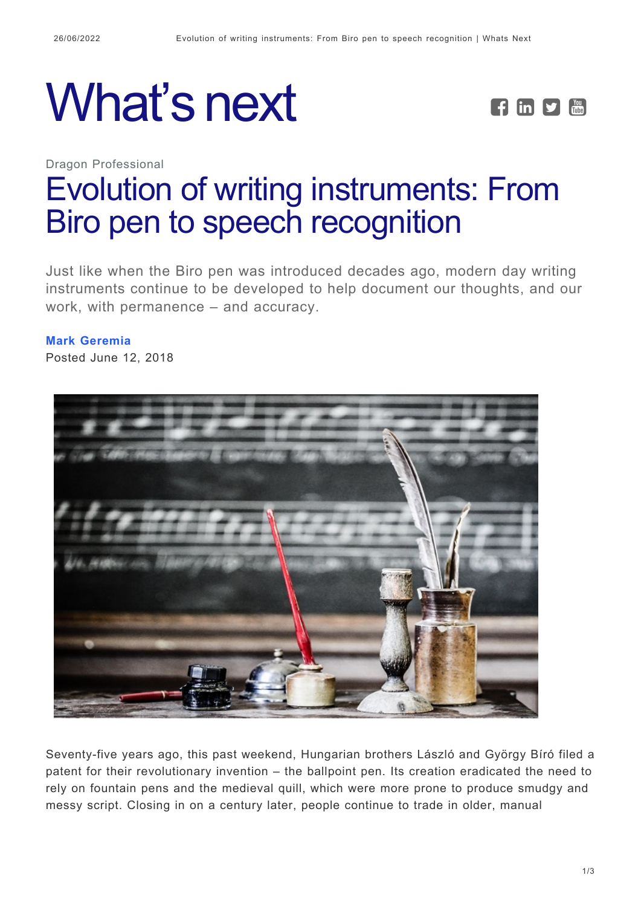# What's next

Dragon Professional

## Evolution of writing instruments: From Biro pen to speech recognition

Just like when the Biro pen was introduced decades ago, modern day writing instruments continue to be developed to help document our thoughts, and our work, with permanence – and accuracy.

**Mark Geremia**

Posted June 12, 2018

Seventy-five years ago, this past weekend, Hungarian brothers László and György Bíró filed a patent for their revolutionary invention – the ballpoint pen. Its creation eradicated the need to rely on fountain pens and the medieval quill, which were more prone to produce smudgy and messy script. Closing in on a century later, people continue to trade in older, manual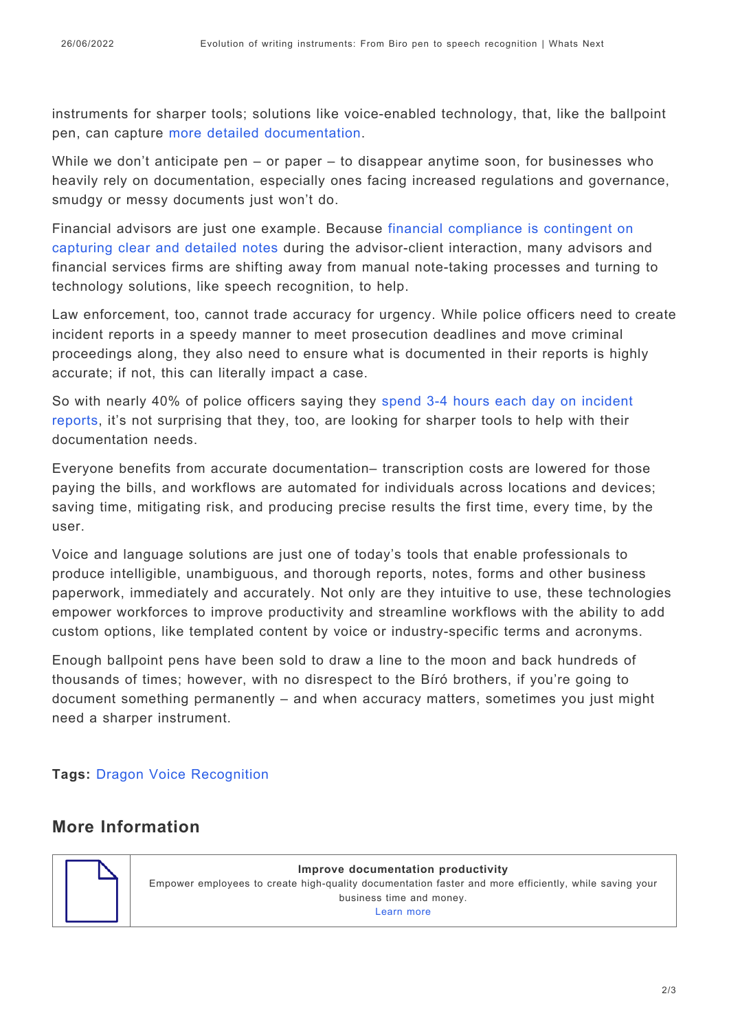instruments for sharper tools; solutions like voice-enabled technology, that, like the ballpoint pen, can capture more detailed documentation.

While we don't anticipate pen – or paper – to disappear anytime soon, for businesses who heavily rely on documentation, especially ones facing increased regulations and governance, smudgy or messy documents just won't do.

Financial advisors are just one example. Because financial compliance is contingent on capturing clear and detailed notes during the advisor-client interaction, many advisors and financial services firms are shifting away from manual note-taking processes and turning to technology solutions, like speech recognition, to help.

Law enforcement, too, cannot trade accuracy for urgency. While police officers need to create incident reports in a speedy manner to meet prosecution deadlines and move criminal proceedings along, they also need to ensure what is documented in their reports is highly accurate; if not, this can literally impact a case.

So with nearly 40% of police officers saying they spend 3-4 hours each day on incident reports, it's not surprising that they, too, are looking for sharper tools to help with their documentation needs.

Everyone benefits from accurate documentation– transcription costs are lowered for those paying the bills, and workflows are automated for individuals across locations and devices; saving time, mitigating risk, and producing precise results the first time, every time, by the user.

Voice and language solutions are just one of today's tools that enable professionals to produce intelligible, unambiguous, and thorough reports, notes, forms and other business paperwork, immediately and accurately. Not only are they intuitive to use, these technologies empower workforces to improve productivity and streamline workflows with the ability to add custom options, like templated content by voice or industry-specific terms and acronyms.

Enough ballpoint pens have been sold to draw a line to the moon and back hundreds of thousands of times; however, with no disrespect to the Bíró brothers, if you're going to document something permanently – and when accuracy matters, sometimes you just might need a sharper instrument.

**Tags:** Dragon Voice Recognition

## More Information

**Improve documentation productivity**

Empower employees to create high-quality documentation faster and more efficiently, while saving your business time and money.

Learn more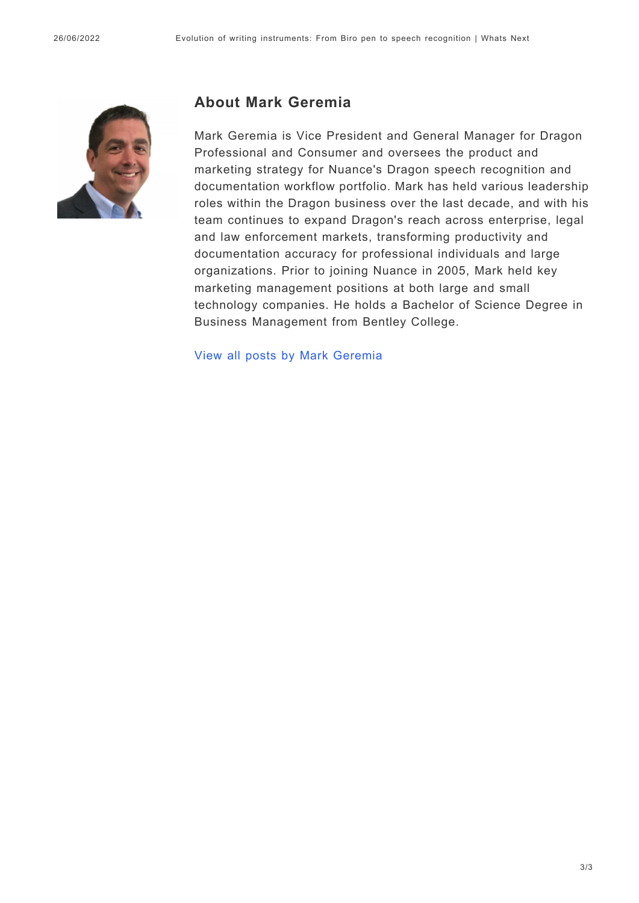## About Mark Geremia

Mark Geremia is Vice President and General Manager for Dragon Professional and Consumer and oversees the product and marketing strategy for Nuance's Dragon speech recognition and documentation workflow portfolio. Mark has held various leadership roles within the Dragon business over the last decade, and with his team continues to expand Dragon's reach across enterprise, legal and law enforcement markets, transforming productivity and documentation accuracy for professional individuals and large organizations. Prior to joining Nuance in 2005, Mark held key marketing management positions at both large and small technology companies. He holds a Bachelor of Science Degree in Business Management from Bentley College.

View all posts by Mark Geremia